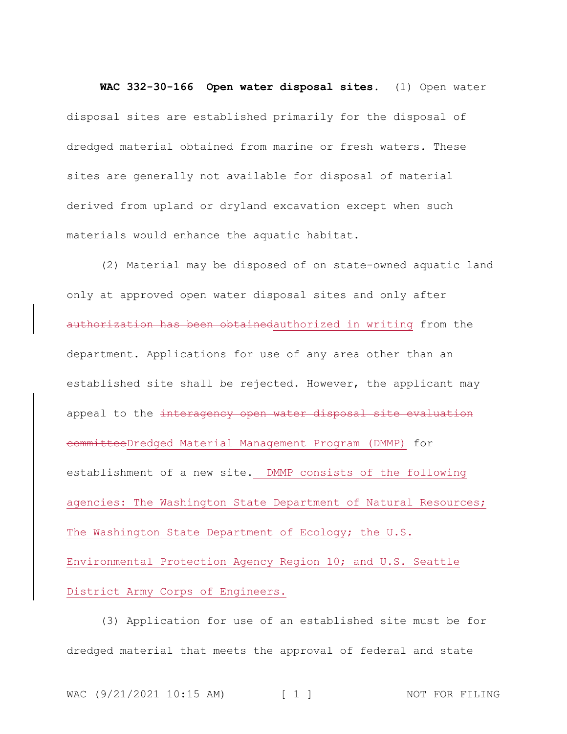**WAC 332-30-166 Open water disposal sites.** (1) Open water disposal sites are established primarily for the disposal of dredged material obtained from marine or fresh waters. These sites are generally not available for disposal of material derived from upland or dryland excavation except when such materials would enhance the aquatic habitat.

(2) Material may be disposed of on state-owned aquatic land only at approved open water disposal sites and only after ~~authorization has been obtained~~authorized in writing from the department. Applications for use of any area other than an established site shall be rejected. However, the applicant may appeal to the ~~interagency open water disposal site evaluation committee~~Dredged Material Management Program (DMMP) for establishment of a new site. DMMP consists of the following agencies: The Washington State Department of Natural Resources; The Washington State Department of Ecology; the U.S. Environmental Protection Agency Region 10; and U.S. Seattle District Army Corps of Engineers.

(3) Application for use of an established site must be for dredged material that meets the approval of federal and state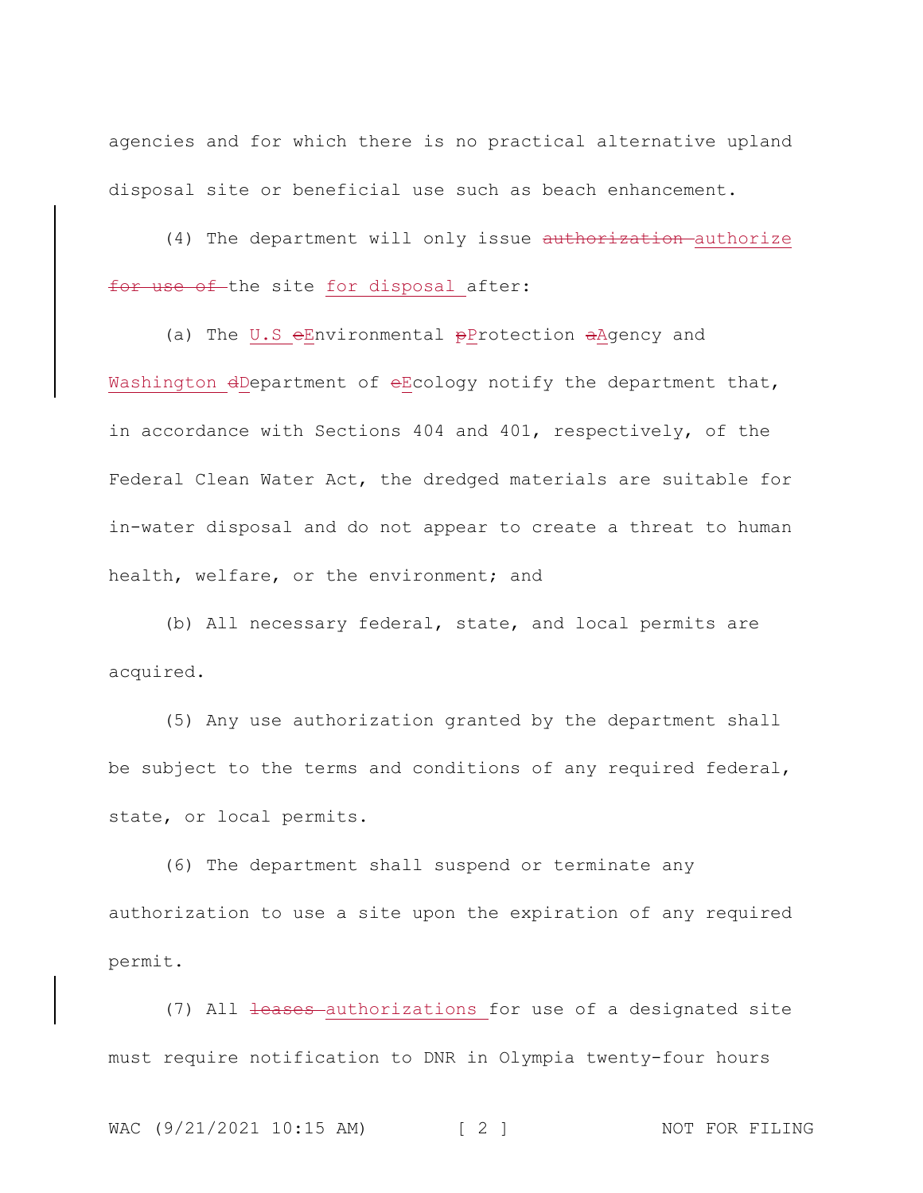agencies and for which there is no practical alternative upland disposal site or beneficial use such as beach enhancement.

(4) The department will only issue ~~authorization~~ authorize ~~for use of~~ the site for disposal after:

(a) The U.S ~~e~~Environmental ~~p~~Protection ~~a~~Agency and Washington ~~d~~Department of ~~e~~Ecology notify the department that, in accordance with Sections 404 and 401, respectively, of the Federal Clean Water Act, the dredged materials are suitable for in-water disposal and do not appear to create a threat to human health, welfare, or the environment; and

(b) All necessary federal, state, and local permits are acquired.

(5) Any use authorization granted by the department shall be subject to the terms and conditions of any required federal, state, or local permits.

(6) The department shall suspend or terminate any authorization to use a site upon the expiration of any required permit.

(7) All ~~leases~~ authorizations for use of a designated site must require notification to DNR in Olympia twenty-four hours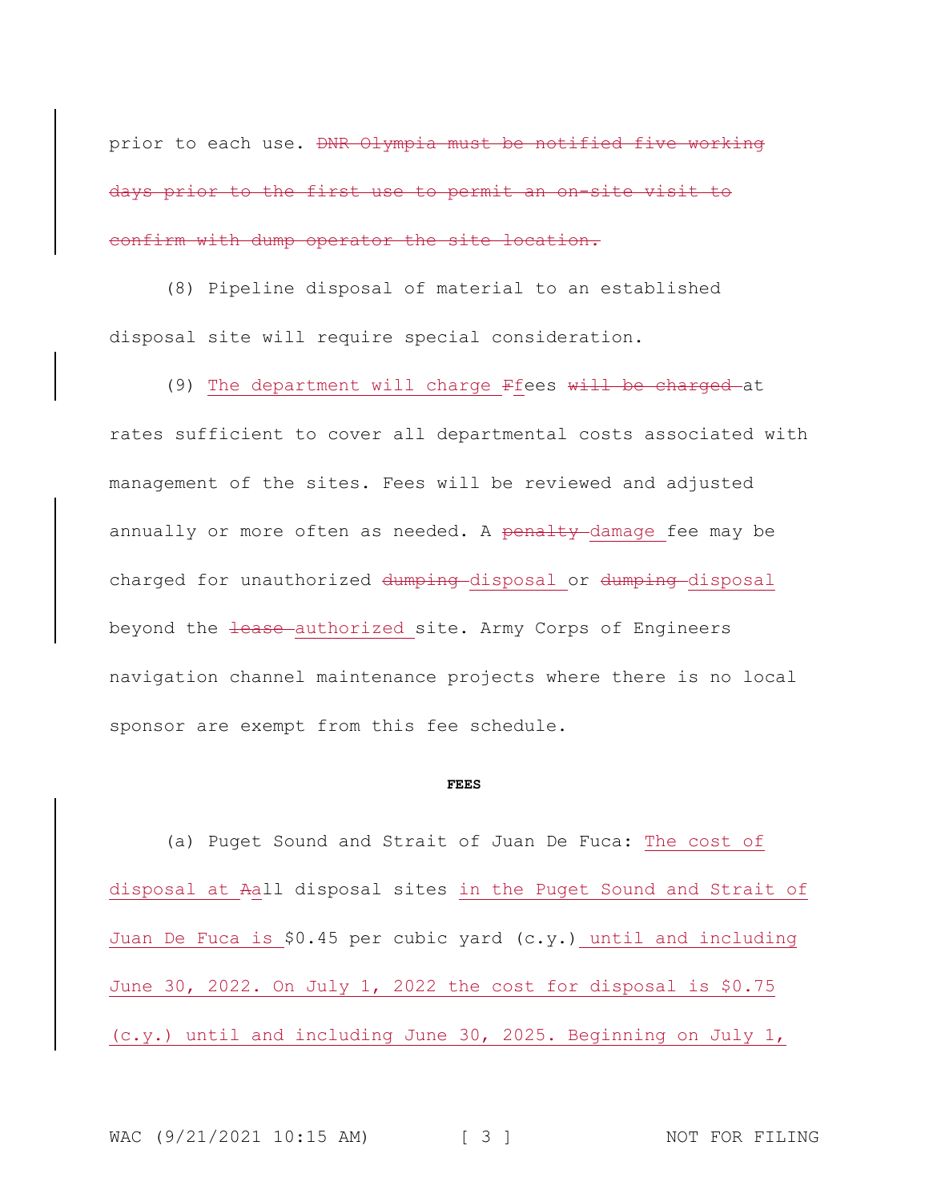prior to each use. ~~DNR Olympia must be notified five working days prior to the first use to permit an on-site visit to confirm with dump operator the site location.~~

(8) Pipeline disposal of material to an established disposal site will require special consideration.

(9) <u>The department will charge </u>~~F~~<u>f</u>ees ~~will be charged~~ at rates sufficient to cover all departmental costs associated with management of the sites. Fees will be reviewed and adjusted annually or more often as needed. A ~~penalty~~ <u>damage</u> fee may be charged for unauthorized ~~dumping~~ <u>disposal</u> or ~~dumping~~ <u>disposal</u> beyond the ~~lease~~ <u>authorized</u> site. Army Corps of Engineers navigation channel maintenance projects where there is no local sponsor are exempt from this fee schedule.

**FEES**

(a) Puget Sound and Strait of Juan De Fuca: <u>The cost of disposal at </u>~~A~~<u>a</u>ll disposal sites <u>in the Puget Sound and Strait of Juan De Fuca is</u> $0.45 per cubic yard (c.y.)<u> until and including June 30, 2022. On July 1, 2022 the cost for disposal is $0.75 (c.y.) until and including June 30, 2025. Beginning on July 1,</u>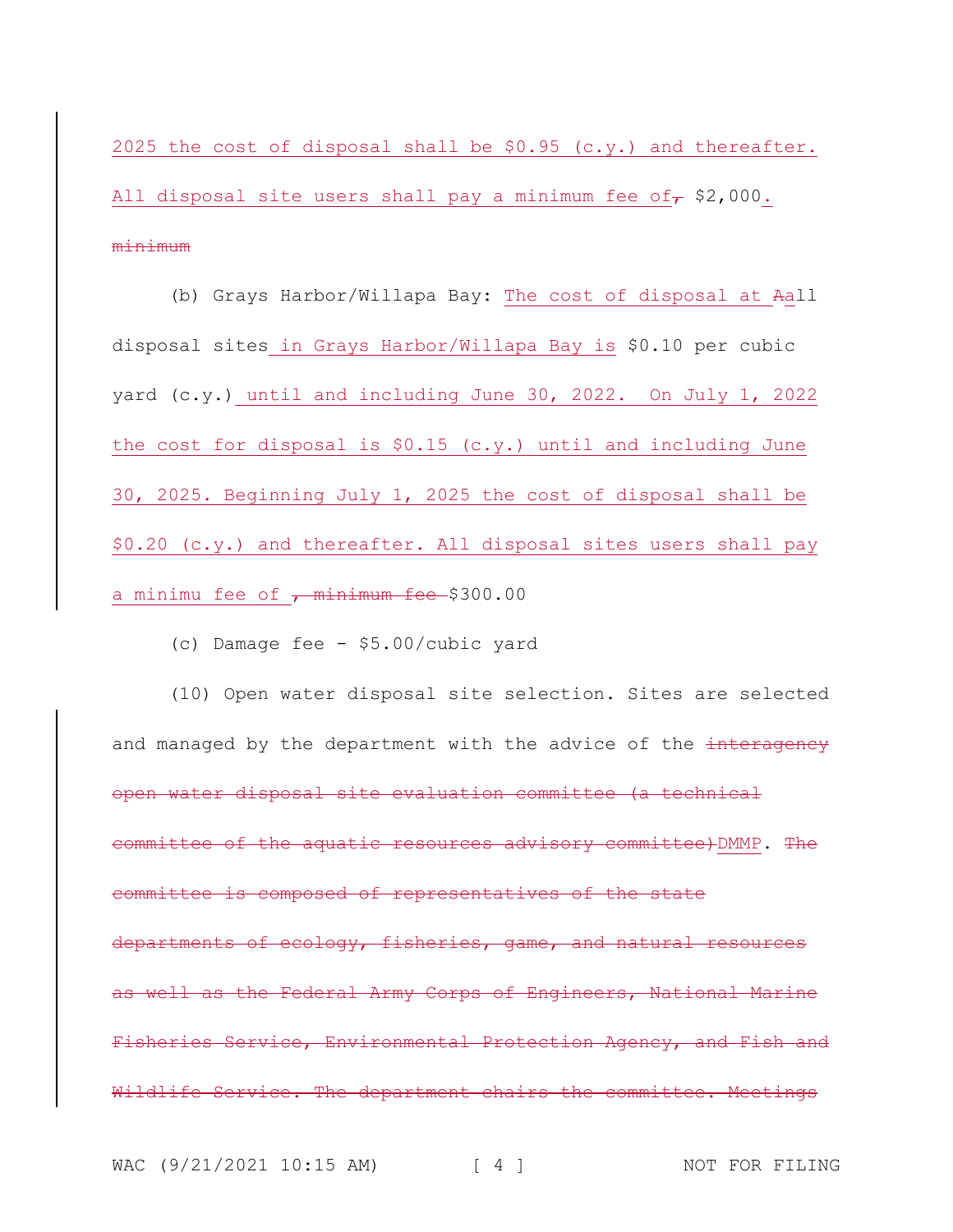2025 the cost of disposal shall be $0.95 (c.y.) and thereafter. All disposal site users shall pay a minimum fee of, $2,000. minimum

(b) Grays Harbor/Willapa Bay: The cost of disposal at Aall disposal sites in Grays Harbor/Willapa Bay is $0.10 per cubic yard (c.y.) until and including June 30, 2022. On July 1, 2022 the cost for disposal is $0.15 (c.y.) until and including June 30, 2025. Beginning July 1, 2025 the cost of disposal shall be $0.20 (c.y.) and thereafter. All disposal sites users shall pay a minimu fee of , minimum fee $300.00

(c) Damage fee - $5.00/cubic yard

(10) Open water disposal site selection. Sites are selected and managed by the department with the advice of the interagency open water disposal site evaluation committee (a technical committee of the aquatic resources advisory committee)DMMP. The committee is composed of representatives of the state departments of ecology, fisheries, game, and natural resources as well as the Federal Army Corps of Engineers, National Marine Fisheries Service, Environmental Protection Agency, and Fish and Wildlife Service. The department chairs the committee. Meetings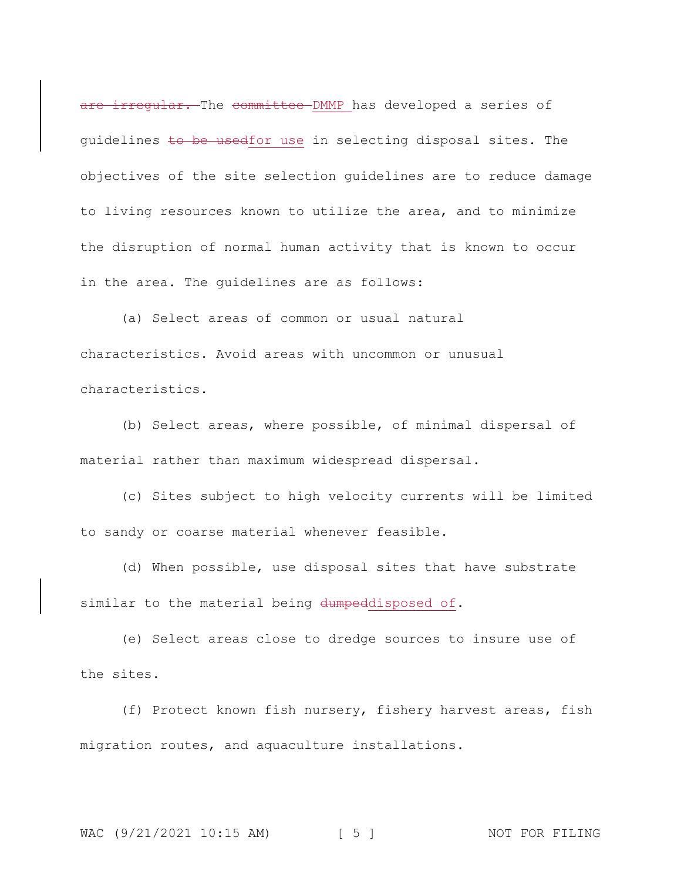~~are irregular.~~ The ~~committee~~ DMMP has developed a series of guidelines ~~to be used~~for use in selecting disposal sites. The objectives of the site selection guidelines are to reduce damage to living resources known to utilize the area, and to minimize the disruption of normal human activity that is known to occur in the area. The guidelines are as follows:

(a) Select areas of common or usual natural characteristics. Avoid areas with uncommon or unusual characteristics.

(b) Select areas, where possible, of minimal dispersal of material rather than maximum widespread dispersal.

(c) Sites subject to high velocity currents will be limited to sandy or coarse material whenever feasible.

(d) When possible, use disposal sites that have substrate similar to the material being ~~dumped~~disposed of.

(e) Select areas close to dredge sources to insure use of the sites.

(f) Protect known fish nursery, fishery harvest areas, fish migration routes, and aquaculture installations.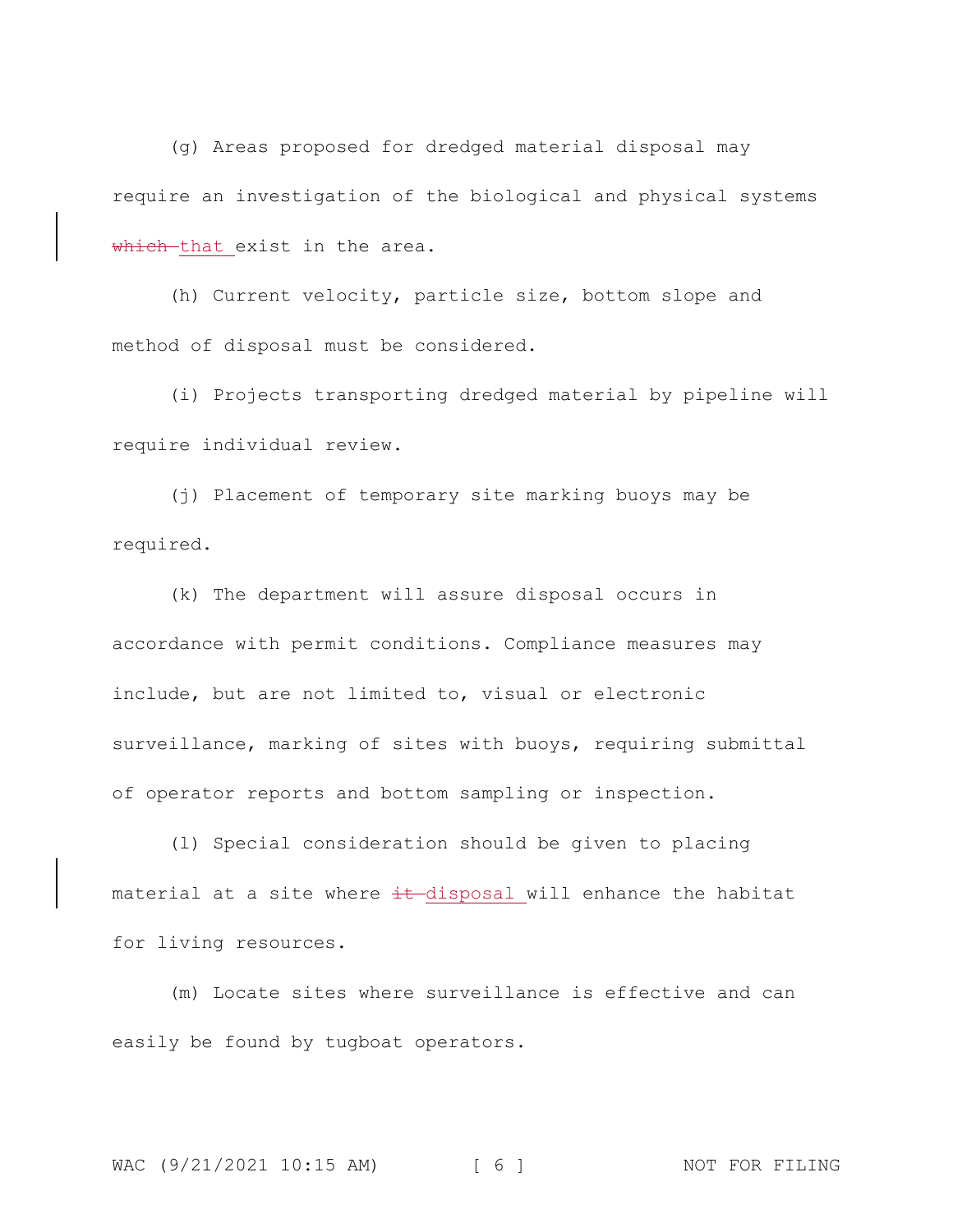(g) Areas proposed for dredged material disposal may require an investigation of the biological and physical systems ~~which~~ <u>that</u> exist in the area.

(h) Current velocity, particle size, bottom slope and method of disposal must be considered.

(i) Projects transporting dredged material by pipeline will require individual review.

(j) Placement of temporary site marking buoys may be required.

(k) The department will assure disposal occurs in accordance with permit conditions. Compliance measures may include, but are not limited to, visual or electronic surveillance, marking of sites with buoys, requiring submittal of operator reports and bottom sampling or inspection.

(l) Special consideration should be given to placing material at a site where ~~it~~ <u>disposal</u> will enhance the habitat for living resources.

(m) Locate sites where surveillance is effective and can easily be found by tugboat operators.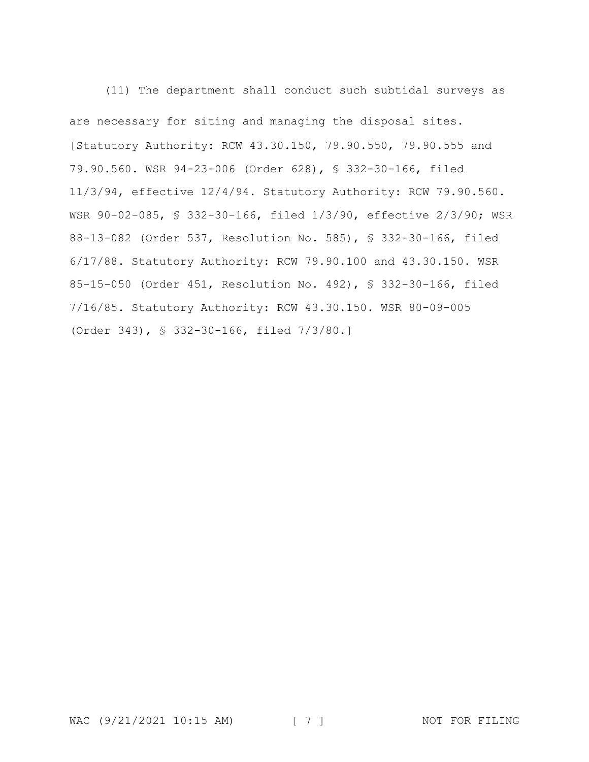(11) The department shall conduct such subtidal surveys as are necessary for siting and managing the disposal sites.

[Statutory Authority: RCW 43.30.150, 79.90.550, 79.90.555 and 79.90.560. WSR 94-23-006 (Order 628), § 332-30-166, filed 11/3/94, effective 12/4/94. Statutory Authority: RCW 79.90.560. WSR 90-02-085, § 332-30-166, filed 1/3/90, effective 2/3/90; WSR 88-13-082 (Order 537, Resolution No. 585), § 332-30-166, filed 6/17/88. Statutory Authority: RCW 79.90.100 and 43.30.150. WSR 85-15-050 (Order 451, Resolution No. 492), § 332-30-166, filed 7/16/85. Statutory Authority: RCW 43.30.150. WSR 80-09-005 (Order 343), § 332-30-166, filed 7/3/80.]